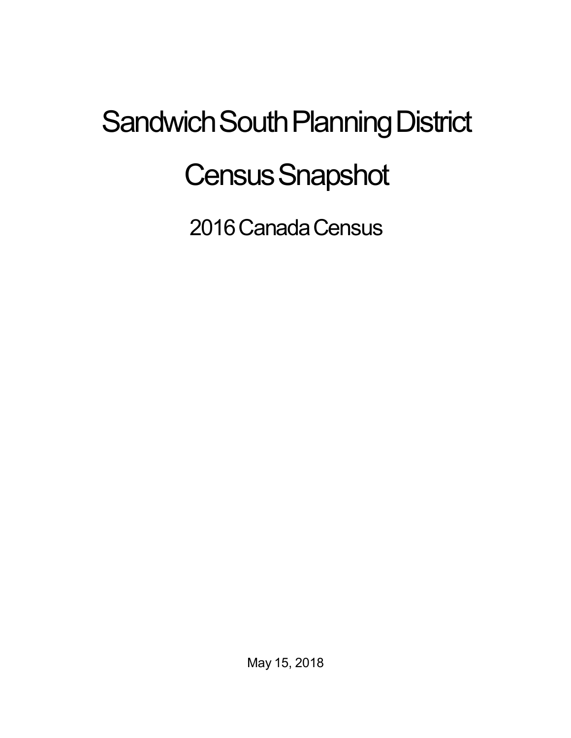# Sandwich South Planning District

# Census Snapshot

## 2016 Canada Census

May 15, 2018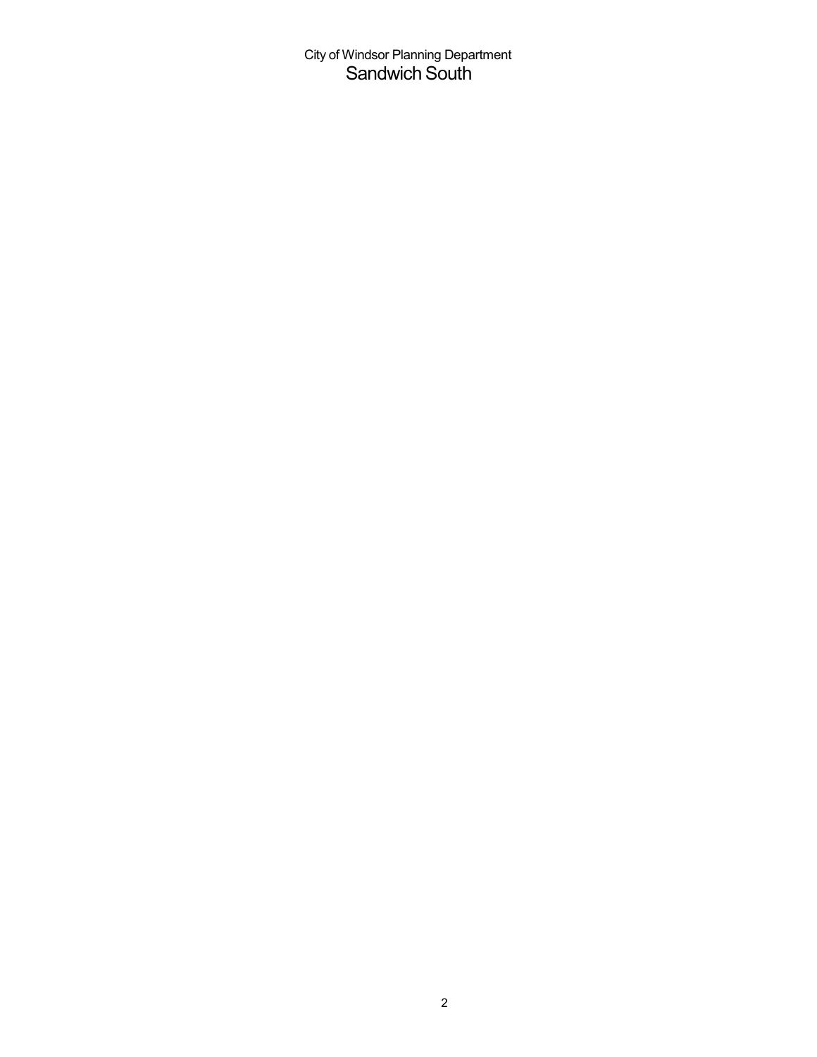City of Windsor Planning Department

# Sandwich South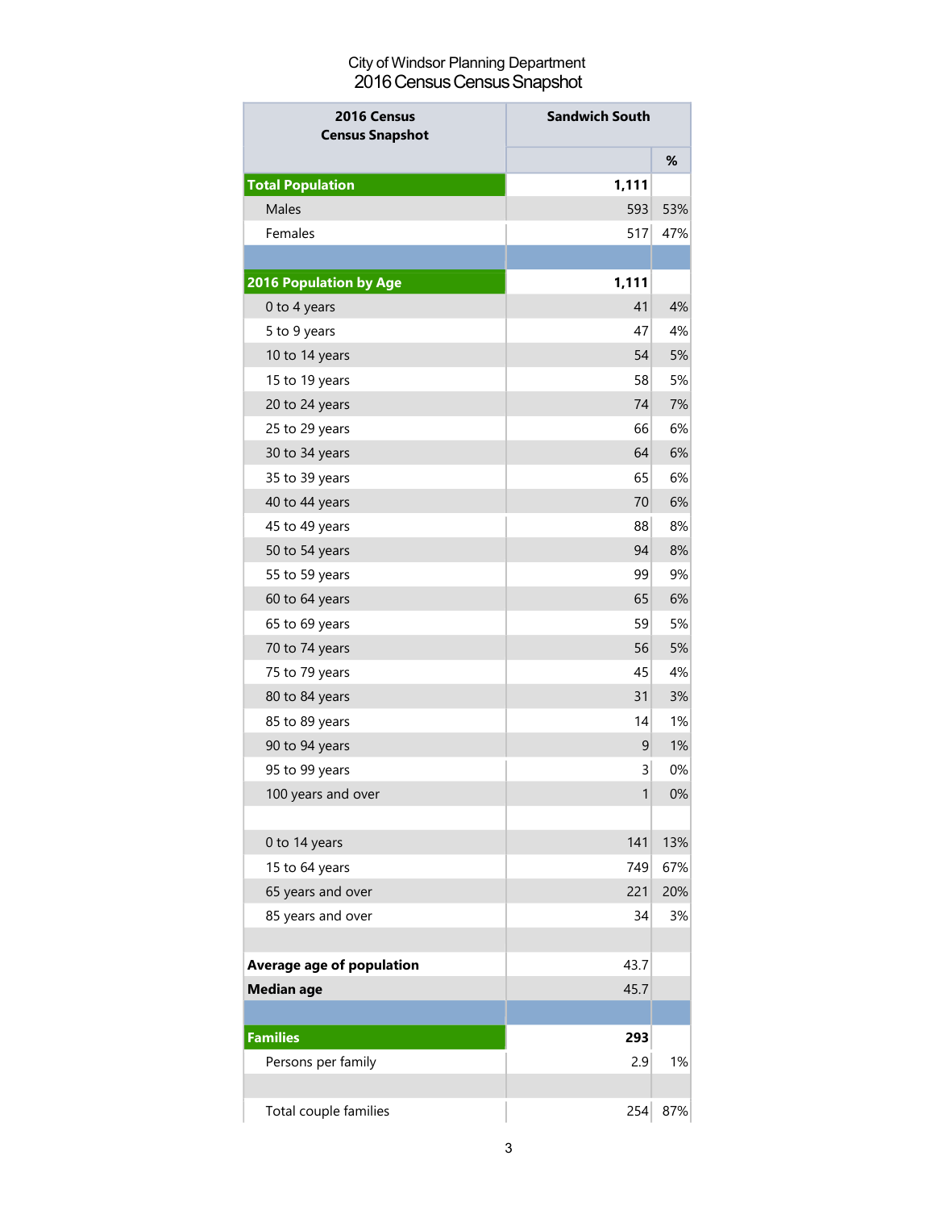City of Windsor Planning Department
2016 Census Census Snapshot

| 2016 Census Census Snapshot | Sandwich South | |
|---|---|---|
| | | % |
| **Total Population** | **1,111** | |
| Males | 593 | 53% |
| Females | 517 | 47% |
| | | |
| **2016 Population by Age** | **1,111** | |
| 0 to 4 years | 41 | 4% |
| 5 to 9 years | 47 | 4% |
| 10 to 14 years | 54 | 5% |
| 15 to 19 years | 58 | 5% |
| 20 to 24 years | 74 | 7% |
| 25 to 29 years | 66 | 6% |
| 30 to 34 years | 64 | 6% |
| 35 to 39 years | 65 | 6% |
| 40 to 44 years | 70 | 6% |
| 45 to 49 years | 88 | 8% |
| 50 to 54 years | 94 | 8% |
| 55 to 59 years | 99 | 9% |
| 60 to 64 years | 65 | 6% |
| 65 to 69 years | 59 | 5% |
| 70 to 74 years | 56 | 5% |
| 75 to 79 years | 45 | 4% |
| 80 to 84 years | 31 | 3% |
| 85 to 89 years | 14 | 1% |
| 90 to 94 years | 9 | 1% |
| 95 to 99 years | 3 | 0% |
| 100 years and over | 1 | 0% |
| | | |
| 0 to 14 years | 141 | 13% |
| 15 to 64 years | 749 | 67% |
| 65 years and over | 221 | 20% |
| 85 years and over | 34 | 3% |
| | | |
| **Average age of population** | 43.7 | |
| **Median age** | 45.7 | |
| | | |
| **Families** | **293** | |
| Persons per family | 2.9 | 1% |
| | | |
| Total couple families | 254 | 87% |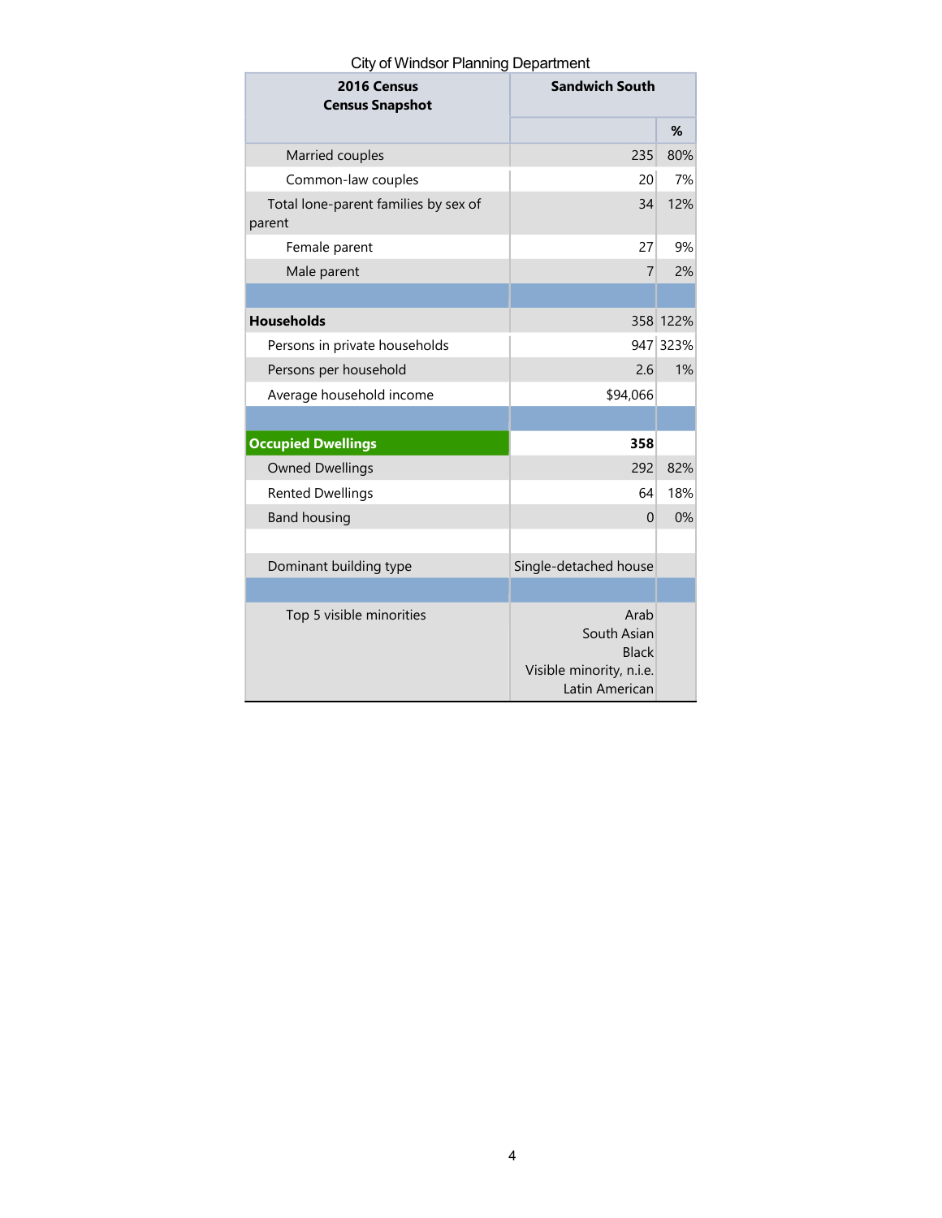City of Windsor Planning Department

| 2016 Census Census Snapshot | Sandwich South | |
|---|---|---|
| | | % |
| Married couples | 235 | 80% |
| Common-law couples | 20 | 7% |
| Total lone-parent families by sex of parent | 34 | 12% |
| Female parent | 27 | 9% |
| Male parent | 7 | 2% |
| | | |
| **Households** | 358 | 122% |
| Persons in private households | 947 | 323% |
| Persons per household | 2.6 | 1% |
| Average household income | $94,066 | |
| | | |
| **Occupied Dwellings** | **358** | |
| Owned Dwellings | 292 | 82% |
| Rented Dwellings | 64 | 18% |
| Band housing | 0 | 0% |
| | | |
| Dominant building type | Single-detached house | |
| | | |
| Top 5 visible minorities | Arab<br>South Asian<br>Black<br>Visible minority, n.i.e.<br>Latin American | |